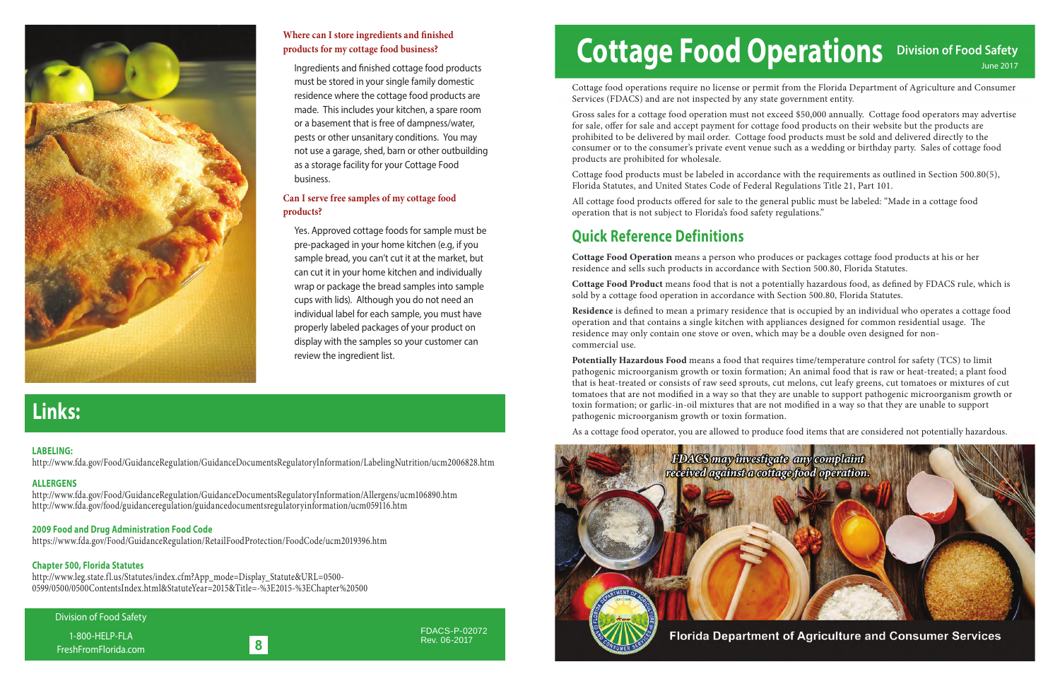**Where can I store ingredients and finished products for my cottage food business?**

Ingredients and finished cottage food products must be stored in your single family domestic residence where the cottage food products are made. This includes your kitchen, a spare room or a basement that is free of dampness/water, pests or other unsanitary conditions. You may not use a garage, shed, barn or other outbuilding as a storage facility for your Cottage Food business.

**Can I serve free samples of my cottage food products?**

Yes. Approved cottage foods for sample must be pre-packaged in your home kitchen (e.g, if you sample bread, you can't cut it at the market, but can cut it in your home kitchen and individually wrap or package the bread samples into sample cups with lids). Although you do not need an individual label for each sample, you must have properly labeled packages of your product on display with the samples so your customer can review the ingredient list.

# Links:

**LABELING:**
http://www.fda.gov/Food/GuidanceRegulation/GuidanceDocumentsRegulatoryInformation/LabelingNutrition/ucm2006828.htm

**ALLERGENS**
http://www.fda.gov/Food/GuidanceRegulation/GuidanceDocumentsRegulatoryInformation/Allergens/ucm106890.htm
http://www.fda.gov/food/guidanceregulation/guidancedocumentsregulatoryinformation/ucm059116.htm

**2009 Food and Drug Administration Food Code**
https://www.fda.gov/Food/GuidanceRegulation/RetailFoodProtection/FoodCode/ucm2019396.htm

**Chapter 500, Florida Statutes**
http://www.leg.state.fl.us/Statutes/index.cfm?App_mode=Display_Statute&URL=0500-0599/0500/0500ContentsIndex.html&StatuteYear=2015&Title=-%3E2015-%3EChapter%20500

Division of Food Safety
1-800-HELP-FLA
FreshFromFlorida.com

FDACS-P-02072
Rev. 06-2017

# Cottage Food Operations

Division of Food Safety
June 2017

Cottage food operations require no license or permit from the Florida Department of Agriculture and Consumer Services (FDACS) and are not inspected by any state government entity.

Gross sales for a cottage food operation must not exceed $50,000 annually. Cottage food operators may advertise for sale, offer for sale and accept payment for cottage food products on their website but the products are prohibited to be delivered by mail order. Cottage food products must be sold and delivered directly to the consumer or to the consumer's private event venue such as a wedding or birthday party. Sales of cottage food products are prohibited for wholesale.

Cottage food products must be labeled in accordance with the requirements as outlined in Section 500.80(5), Florida Statutes, and United States Code of Federal Regulations Title 21, Part 101.

All cottage food products offered for sale to the general public must be labeled: "Made in a cottage food operation that is not subject to Florida's food safety regulations."

## Quick Reference Definitions

**Cottage Food Operation** means a person who produces or packages cottage food products at his or her residence and sells such products in accordance with Section 500.80, Florida Statutes.

**Cottage Food Product** means food that is not a potentially hazardous food, as defined by FDACS rule, which is sold by a cottage food operation in accordance with Section 500.80, Florida Statutes.

**Residence** is defined to mean a primary residence that is occupied by an individual who operates a cottage food operation and that contains a single kitchen with appliances designed for common residential usage. The residence may only contain one stove or oven, which may be a double oven designed for non-commercial use.

**Potentially Hazardous Food** means a food that requires time/temperature control for safety (TCS) to limit pathogenic microorganism growth or toxin formation; An animal food that is raw or heat-treated; a plant food that is heat-treated or consists of raw seed sprouts, cut melons, cut leafy greens, cut tomatoes or mixtures of cut tomatoes that are not modified in a way so that they are unable to support pathogenic microorganism growth or toxin formation; or garlic-in-oil mixtures that are not modified in a way so that they are unable to support pathogenic microorganism growth or toxin formation.

As a cottage food operator, you are allowed to produce food items that are considered not potentially hazardous.

***FDACS may investigate any complaint received against a cottage food operation.***

Florida Department of Agriculture and Consumer Services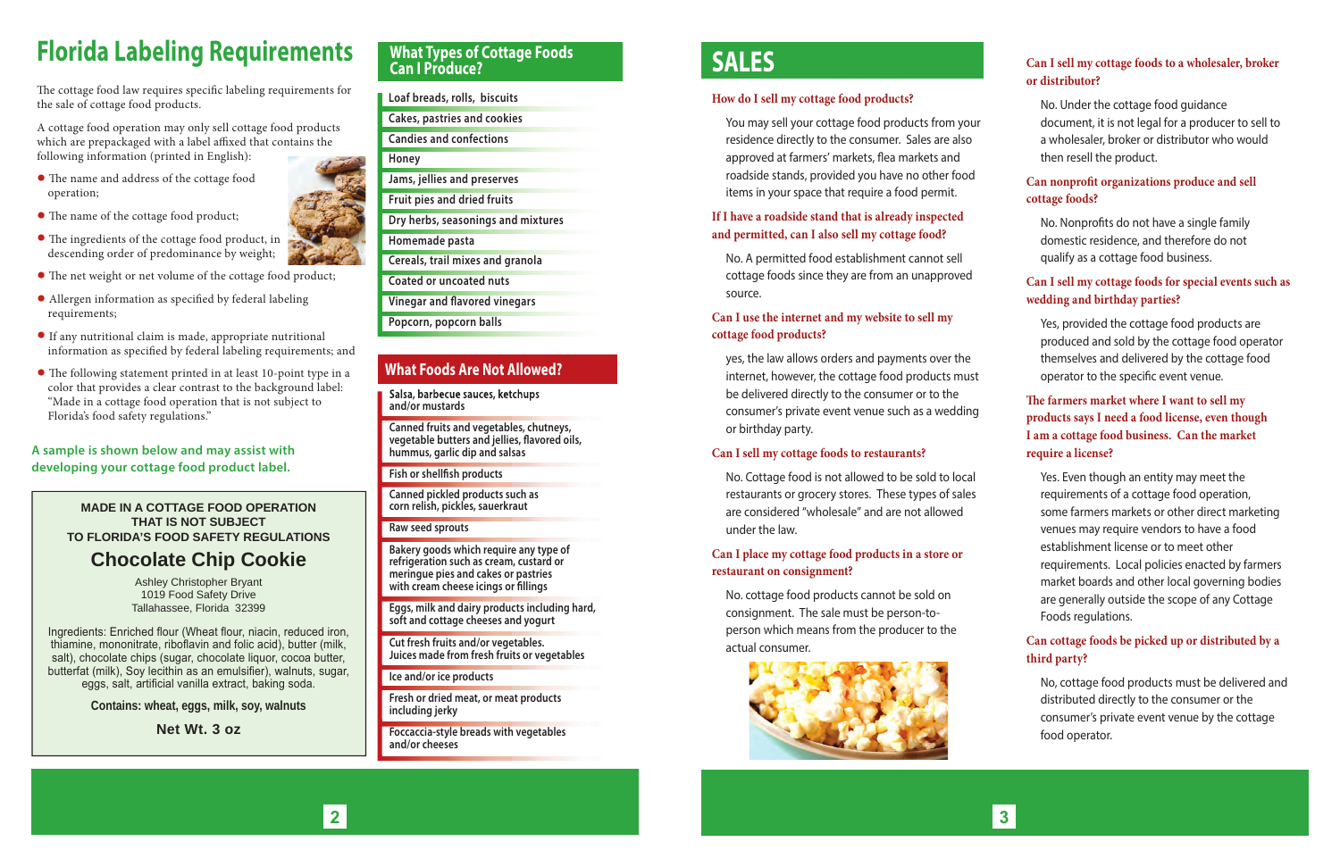# Florida Labeling Requirements

The cottage food law requires specific labeling requirements for the sale of cottage food products.

A cottage food operation may only sell cottage food products which are prepackaged with a label affixed that contains the following information (printed in English):

- The name and address of the cottage food operation;
- The name of the cottage food product;
- The ingredients of the cottage food product, in descending order of predominance by weight;
- The net weight or net volume of the cottage food product;
- Allergen information as specified by federal labeling requirements;
- If any nutritional claim is made, appropriate nutritional information as specified by federal labeling requirements; and
- The following statement printed in at least 10-point type in a color that provides a clear contrast to the background label: "Made in a cottage food operation that is not subject to Florida's food safety regulations."

**A sample is shown below and may assist with developing your cottage food product label.**

> **MADE IN A COTTAGE FOOD OPERATION THAT IS NOT SUBJECT TO FLORIDA'S FOOD SAFETY REGULATIONS**
>
> **Chocolate Chip Cookie**
>
> Ashley Christopher Bryant
> 1019 Food Safety Drive
> Tallahassee, Florida 32399
>
> Ingredients: Enriched flour (Wheat flour, niacin, reduced iron, thiamine, mononitrate, riboflavin and folic acid), butter (milk, salt), chocolate chips (sugar, chocolate liquor, cocoa butter, butterfat (milk), Soy lecithin as an emulsifier), walnuts, sugar, eggs, salt, artificial vanilla extract, baking soda.
>
> **Contains: wheat, eggs, milk, soy, walnuts**
>
> **Net Wt. 3 oz**

## What Types of Cottage Foods Can I Produce?

- Loaf breads, rolls, biscuits
- Cakes, pastries and cookies
- Candies and confections
- Honey
- Jams, jellies and preserves
- Fruit pies and dried fruits
- Dry herbs, seasonings and mixtures
- Homemade pasta
- Cereals, trail mixes and granola
- Coated or uncoated nuts
- Vinegar and flavored vinegars
- Popcorn, popcorn balls

## What Foods Are Not Allowed?

- Salsa, barbecue sauces, ketchups and/or mustards
- Canned fruits and vegetables, chutneys, vegetable butters and jellies, flavored oils, hummus, garlic dip and salsas
- Fish or shellfish products
- Canned pickled products such as corn relish, pickles, sauerkraut
- Raw seed sprouts
- Bakery goods which require any type of refrigeration such as cream, custard or meringue pies and cakes or pastries with cream cheese icings or fillings
- Eggs, milk and dairy products including hard, soft and cottage cheeses and yogurt
- Cut fresh fruits and/or vegetables. Juices made from fresh fruits or vegetables
- Ice and/or ice products
- Fresh or dried meat, or meat products including jerky
- Foccaccia-style breads with vegetables and/or cheeses

# SALES

### How do I sell my cottage food products?

You may sell your cottage food products from your residence directly to the consumer. Sales are also approved at farmers' markets, flea markets and roadside stands, provided you have no other food items in your space that require a food permit.

### If I have a roadside stand that is already inspected and permitted, can I also sell my cottage food?

No. A permitted food establishment cannot sell cottage foods since they are from an unapproved source.

### Can I use the internet and my website to sell my cottage food products?

yes, the law allows orders and payments over the internet, however, the cottage food products must be delivered directly to the consumer or to the consumer's private event venue such as a wedding or birthday party.

### Can I sell my cottage foods to restaurants?

No. Cottage food is not allowed to be sold to local restaurants or grocery stores. These types of sales are considered "wholesale" and are not allowed under the law.

### Can I place my cottage food products in a store or restaurant on consignment?

No. cottage food products cannot be sold on consignment. The sale must be person-to-person which means from the producer to the actual consumer.

### Can I sell my cottage foods to a wholesaler, broker or distributor?

No. Under the cottage food guidance document, it is not legal for a producer to sell to a wholesaler, broker or distributor who would then resell the product.

### Can nonprofit organizations produce and sell cottage foods?

No. Nonprofits do not have a single family domestic residence, and therefore do not qualify as a cottage food business.

### Can I sell my cottage foods for special events such as wedding and birthday parties?

Yes, provided the cottage food products are produced and sold by the cottage food operator themselves and delivered by the cottage food operator to the specific event venue.

### The farmers market where I want to sell my products says I need a food license, even though I am a cottage food business. Can the market require a license?

Yes. Even though an entity may meet the requirements of a cottage food operation, some farmers markets or other direct marketing venues may require vendors to have a food establishment license or to meet other requirements. Local policies enacted by farmers market boards and other local governing bodies are generally outside the scope of any Cottage Foods regulations.

### Can cottage foods be picked up or distributed by a third party?

No, cottage food products must be delivered and distributed directly to the consumer or the consumer's private event venue by the cottage food operator.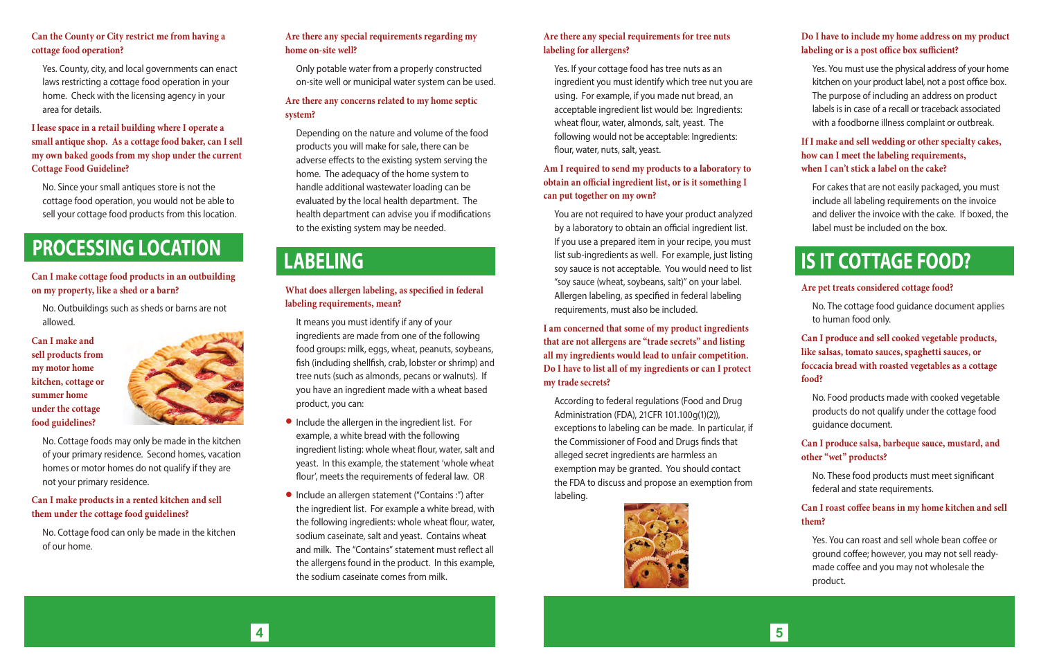**Can the County or City restrict me from having a cottage food operation?**

Yes. County, city, and local governments can enact laws restricting a cottage food operation in your home. Check with the licensing agency in your area for details.

**I lease space in a retail building where I operate a small antique shop. As a cottage food baker, can I sell my own baked goods from my shop under the current Cottage Food Guideline?**

No. Since your small antiques store is not the cottage food operation, you would not be able to sell your cottage food products from this location.

## PROCESSING LOCATION

**Can I make cottage food products in an outbuilding on my property, like a shed or a barn?**

No. Outbuildings such as sheds or barns are not allowed.

**Can I make and sell products from my motor home kitchen, cottage or summer home under the cottage food guidelines?**

No. Cottage foods may only be made in the kitchen of your primary residence. Second homes, vacation homes or motor homes do not qualify if they are not your primary residence.

**Can I make products in a rented kitchen and sell them under the cottage food guidelines?**

No. Cottage food can only be made in the kitchen of our home.

**Are there any special requirements regarding my home on-site well?**

Only potable water from a properly constructed on-site well or municipal water system can be used.

**Are there any concerns related to my home septic system?**

Depending on the nature and volume of the food products you will make for sale, there can be adverse effects to the existing system serving the home. The adequacy of the home system to handle additional wastewater loading can be evaluated by the local health department. The health department can advise you if modifications to the existing system may be needed.

## LABELING

**What does allergen labeling, as specified in federal labeling requirements, mean?**

It means you must identify if any of your ingredients are made from one of the following food groups: milk, eggs, wheat, peanuts, soybeans, fish (including shellfish, crab, lobster or shrimp) and tree nuts (such as almonds, pecans or walnuts). If you have an ingredient made with a wheat based product, you can:

- Include the allergen in the ingredient list. For example, a white bread with the following ingredient listing: whole wheat flour, water, salt and yeast. In this example, the statement 'whole wheat flour', meets the requirements of federal law. OR
- Include an allergen statement ("Contains :") after the ingredient list. For example a white bread, with the following ingredients: whole wheat flour, water, sodium caseinate, salt and yeast. Contains wheat and milk. The "Contains" statement must reflect all the allergens found in the product. In this example, the sodium caseinate comes from milk.

**Are there any special requirements for tree nuts labeling for allergens?**

Yes. If your cottage food has tree nuts as an ingredient you must identify which tree nut you are using. For example, if you made nut bread, an acceptable ingredient list would be: Ingredients: wheat flour, water, almonds, salt, yeast. The following would not be acceptable: Ingredients: flour, water, nuts, salt, yeast.

**Am I required to send my products to a laboratory to obtain an official ingredient list, or is it something I can put together on my own?**

You are not required to have your product analyzed by a laboratory to obtain an official ingredient list. If you use a prepared item in your recipe, you must list sub-ingredients as well. For example, just listing soy sauce is not acceptable. You would need to list "soy sauce (wheat, soybeans, salt)" on your label. Allergen labeling, as specified in federal labeling requirements, must also be included.

**I am concerned that some of my product ingredients that are not allergens are "trade secrets" and listing all my ingredients would lead to unfair competition. Do I have to list all of my ingredients or can I protect my trade secrets?**

According to federal regulations (Food and Drug Administration (FDA), 21CFR 101.100g(1)(2)), exceptions to labeling can be made. In particular, if the Commissioner of Food and Drugs finds that alleged secret ingredients are harmless an exemption may be granted. You should contact the FDA to discuss and propose an exemption from labeling.

**Do I have to include my home address on my product labeling or is a post office box sufficient?**

Yes. You must use the physical address of your home kitchen on your product label, not a post office box. The purpose of including an address on product labels is in case of a recall or traceback associated with a foodborne illness complaint or outbreak.

**If I make and sell wedding or other specialty cakes, how can I meet the labeling requirements, when I can't stick a label on the cake?**

For cakes that are not easily packaged, you must include all labeling requirements on the invoice and deliver the invoice with the cake. If boxed, the label must be included on the box.

## IS IT COTTAGE FOOD?

**Are pet treats considered cottage food?**

No. The cottage food guidance document applies to human food only.

**Can I produce and sell cooked vegetable products, like salsas, tomato sauces, spaghetti sauces, or foccacia bread with roasted vegetables as a cottage food?**

No. Food products made with cooked vegetable products do not qualify under the cottage food guidance document.

**Can I produce salsa, barbeque sauce, mustard, and other "wet" products?**

No. These food products must meet significant federal and state requirements.

**Can I roast coffee beans in my home kitchen and sell them?**

Yes. You can roast and sell whole bean coffee or ground coffee; however, you may not sell ready-made coffee and you may not wholesale the product.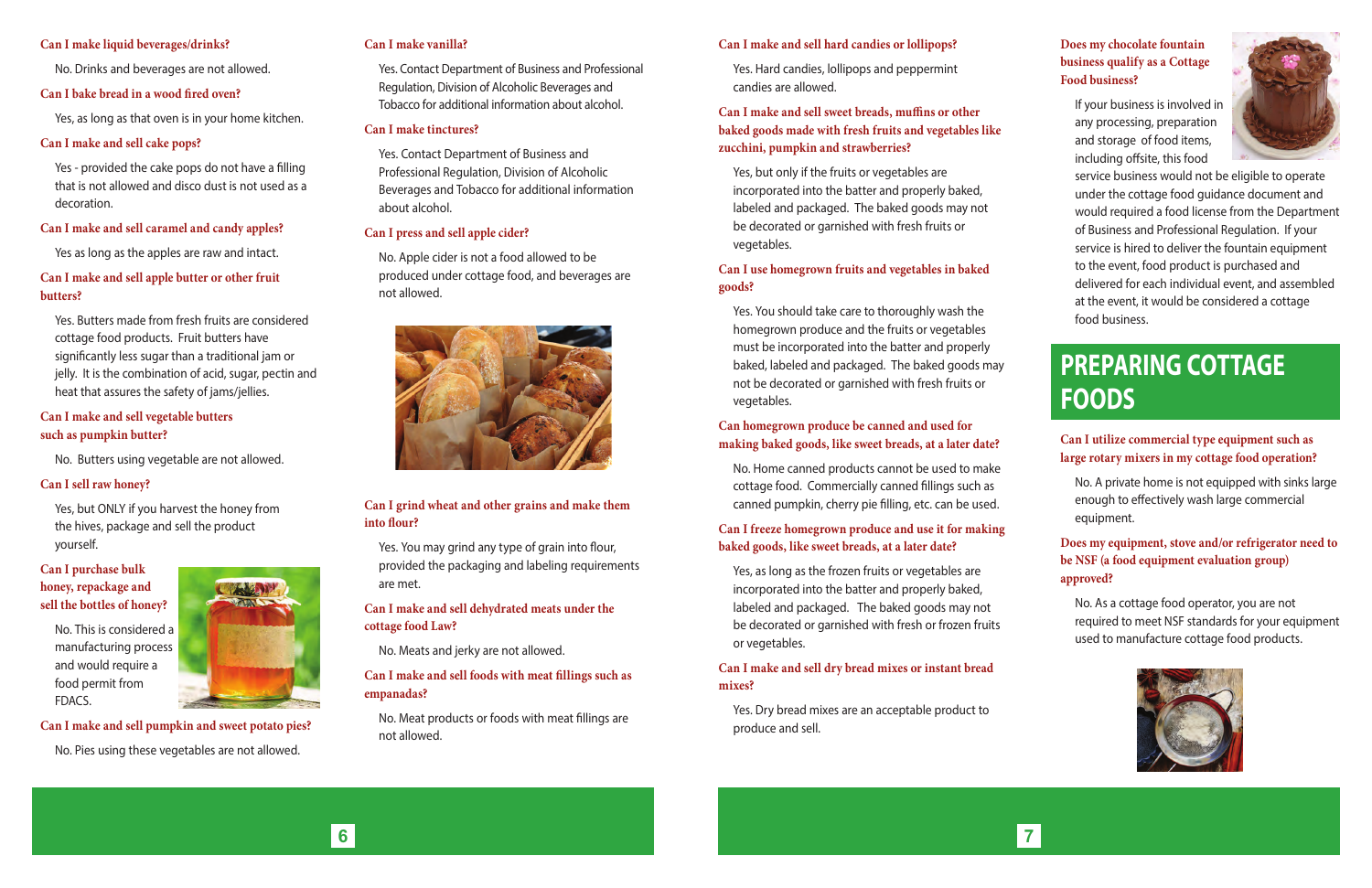### Can I make liquid beverages/drinks?

No. Drinks and beverages are not allowed.

### Can I bake bread in a wood fired oven?

Yes, as long as that oven is in your home kitchen.

### Can I make and sell cake pops?

Yes - provided the cake pops do not have a filling that is not allowed and disco dust is not used as a decoration.

### Can I make and sell caramel and candy apples?

Yes as long as the apples are raw and intact.

### Can I make and sell apple butter or other fruit butters?

Yes. Butters made from fresh fruits are considered cottage food products. Fruit butters have significantly less sugar than a traditional jam or jelly. It is the combination of acid, sugar, pectin and heat that assures the safety of jams/jellies.

### Can I make and sell vegetable butters such as pumpkin butter?

No. Butters using vegetable are not allowed.

### Can I sell raw honey?

Yes, but ONLY if you harvest the honey from the hives, package and sell the product yourself.

### Can I purchase bulk honey, repackage and sell the bottles of honey?

No. This is considered a manufacturing process and would require a food permit from FDACS.

### Can I make and sell pumpkin and sweet potato pies?

No. Pies using these vegetables are not allowed.

### Can I make vanilla?

Yes. Contact Department of Business and Professional Regulation, Division of Alcoholic Beverages and Tobacco for additional information about alcohol.

### Can I make tinctures?

Yes. Contact Department of Business and Professional Regulation, Division of Alcoholic Beverages and Tobacco for additional information about alcohol.

### Can I press and sell apple cider?

No. Apple cider is not a food allowed to be produced under cottage food, and beverages are not allowed.

### Can I grind wheat and other grains and make them into flour?

Yes. You may grind any type of grain into flour, provided the packaging and labeling requirements are met.

### Can I make and sell dehydrated meats under the cottage food Law?

No. Meats and jerky are not allowed.

### Can I make and sell foods with meat fillings such as empanadas?

No. Meat products or foods with meat fillings are not allowed.

### Can I make and sell hard candies or lollipops?

Yes. Hard candies, lollipops and peppermint candies are allowed.

### Can I make and sell sweet breads, muffins or other baked goods made with fresh fruits and vegetables like zucchini, pumpkin and strawberries?

Yes, but only if the fruits or vegetables are incorporated into the batter and properly baked, labeled and packaged. The baked goods may not be decorated or garnished with fresh fruits or vegetables.

### Can I use homegrown fruits and vegetables in baked goods?

Yes. You should take care to thoroughly wash the homegrown produce and the fruits or vegetables must be incorporated into the batter and properly baked, labeled and packaged. The baked goods may not be decorated or garnished with fresh fruits or vegetables.

### Can homegrown produce be canned and used for making baked goods, like sweet breads, at a later date?

No. Home canned products cannot be used to make cottage food. Commercially canned fillings such as canned pumpkin, cherry pie filling, etc. can be used.

### Can I freeze homegrown produce and use it for making baked goods, like sweet breads, at a later date?

Yes, as long as the frozen fruits or vegetables are incorporated into the batter and properly baked, labeled and packaged. The baked goods may not be decorated or garnished with fresh or frozen fruits or vegetables.

### Can I make and sell dry bread mixes or instant bread mixes?

Yes. Dry bread mixes are an acceptable product to produce and sell.

### Does my chocolate fountain business qualify as a Cottage Food business?

If your business is involved in any processing, preparation and storage of food items, including offsite, this food service business would not be eligible to operate under the cottage food guidance document and would required a food license from the Department of Business and Professional Regulation. If your service is hired to deliver the fountain equipment to the event, food product is purchased and delivered for each individual event, and assembled at the event, it would be considered a cottage food business.

## PREPARING COTTAGE FOODS

### Can I utilize commercial type equipment such as large rotary mixers in my cottage food operation?

No. A private home is not equipped with sinks large enough to effectively wash large commercial equipment.

### Does my equipment, stove and/or refrigerator need to be NSF (a food equipment evaluation group) approved?

No. As a cottage food operator, you are not required to meet NSF standards for your equipment used to manufacture cottage food products.